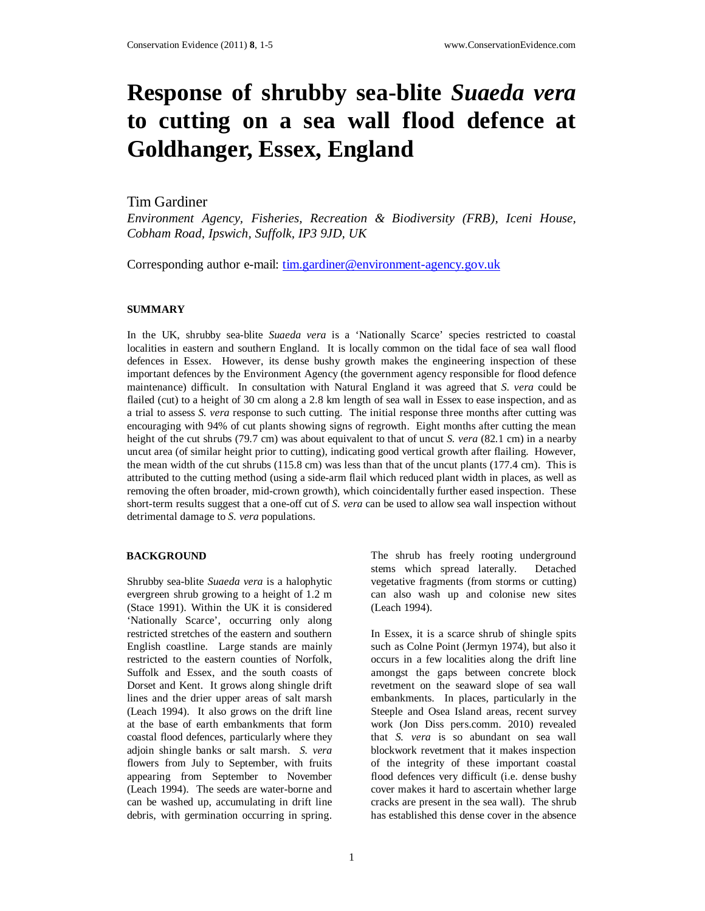# Response of shrubby sea-blite *Suaeda vera* to cutting on a sea wall flood defence at Goldhanger, Essex, England

Tim Gardiner

*Environment Agency, Fisheries, Recreation & Biodiversity (FRB), Iceni House, Cobham Road, Ipswich, Suffolk, IP3 9JD, UK*

Corresponding author e-mail: tim.gardiner@environment-agency.gov.uk

## SUMMARY

In the UK, shrubby sea-blite *Suaeda vera* is a 'Nationally Scarce' species restricted to coastal localities in eastern and southern England. It is locally common on the tidal face of sea wall flood defences in Essex. However, its dense bushy growth makes the engineering inspection of these important defences by the Environment Agency (the government agency responsible for flood defence maintenance) difficult. In consultation with Natural England it was agreed that *S. vera* could be flailed (cut) to a height of 30 cm along a 2.8 km length of sea wall in Essex to ease inspection, and as a trial to assess *S. vera* response to such cutting. The initial response three months after cutting was encouraging with 94% of cut plants showing signs of regrowth. Eight months after cutting the mean height of the cut shrubs (79.7 cm) was about equivalent to that of uncut *S. vera* (82.1 cm) in a nearby uncut area (of similar height prior to cutting), indicating good vertical growth after flailing. However, the mean width of the cut shrubs (115.8 cm) was less than that of the uncut plants (177.4 cm). This is attributed to the cutting method (using a side-arm flail which reduced plant width in places, as well as removing the often broader, mid-crown growth), which coincidentally further eased inspection. These short-term results suggest that a one-off cut of *S. vera* can be used to allow sea wall inspection without detrimental damage to *S. vera* populations.

## BACKGROUND

Shrubby sea-blite *Suaeda vera* is a halophytic evergreen shrub growing to a height of 1.2 m (Stace 1991). Within the UK it is considered 'Nationally Scarce', occurring only along restricted stretches of the eastern and southern English coastline. Large stands are mainly restricted to the eastern counties of Norfolk, Suffolk and Essex, and the south coasts of Dorset and Kent. It grows along shingle drift lines and the drier upper areas of salt marsh (Leach 1994). It also grows on the drift line at the base of earth embankments that form coastal flood defences, particularly where they adjoin shingle banks or salt marsh. *S. vera* flowers from July to September, with fruits appearing from September to November (Leach 1994). The seeds are water-borne and can be washed up, accumulating in drift line debris, with germination occurring in spring. The shrub has freely rooting underground stems which spread laterally. Detached vegetative fragments (from storms or cutting) can also wash up and colonise new sites (Leach 1994).

In Essex, it is a scarce shrub of shingle spits such as Colne Point (Jermyn 1974), but also it occurs in a few localities along the drift line amongst the gaps between concrete block revetment on the seaward slope of sea wall embankments. In places, particularly in the Steeple and Osea Island areas, recent survey work (Jon Diss pers.comm. 2010) revealed that *S. vera* is so abundant on sea wall blockwork revetment that it makes inspection of the integrity of these important coastal flood defences very difficult (i.e. dense bushy cover makes it hard to ascertain whether large cracks are present in the sea wall). The shrub has established this dense cover in the absence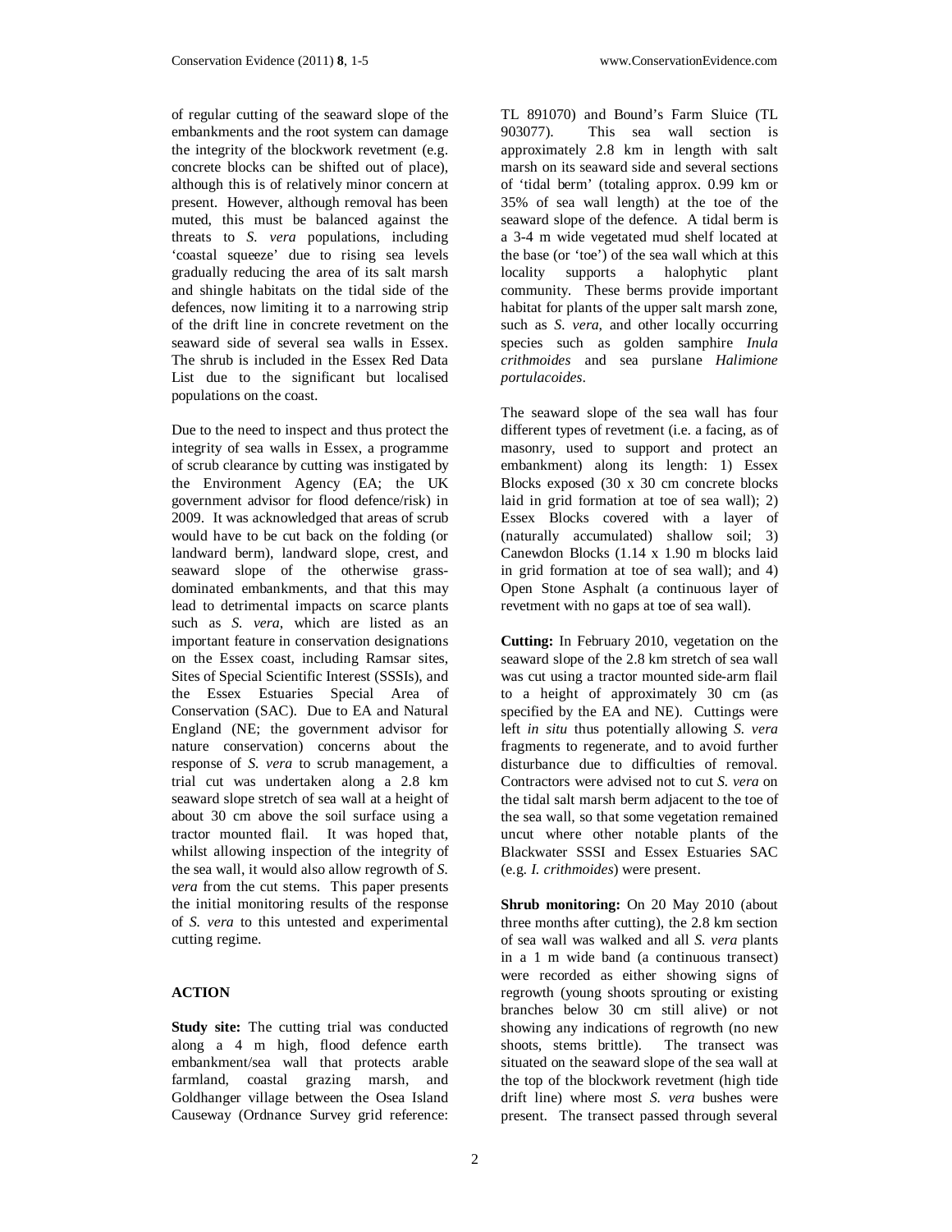of regular cutting of the seaward slope of the embankments and the root system can damage the integrity of the blockwork revetment (e.g. concrete blocks can be shifted out of place), although this is of relatively minor concern at present. However, although removal has been muted, this must be balanced against the threats to *S. vera* populations, including 'coastal squeeze' due to rising sea levels gradually reducing the area of its salt marsh and shingle habitats on the tidal side of the defences, now limiting it to a narrowing strip of the drift line in concrete revetment on the seaward side of several sea walls in Essex. The shrub is included in the Essex Red Data List due to the significant but localised populations on the coast.

Due to the need to inspect and thus protect the integrity of sea walls in Essex, a programme of scrub clearance by cutting was instigated by the Environment Agency (EA; the UK government advisor for flood defence/risk) in 2009. It was acknowledged that areas of scrub would have to be cut back on the folding (or landward berm), landward slope, crest, and seaward slope of the otherwise grass-dominated embankments, and that this may lead to detrimental impacts on scarce plants such as *S. vera*, which are listed as an important feature in conservation designations on the Essex coast, including Ramsar sites, Sites of Special Scientific Interest (SSSIs), and the Essex Estuaries Special Area of Conservation (SAC). Due to EA and Natural England (NE; the government advisor for nature conservation) concerns about the response of *S. vera* to scrub management, a trial cut was undertaken along a 2.8 km seaward slope stretch of sea wall at a height of about 30 cm above the soil surface using a tractor mounted flail. It was hoped that, whilst allowing inspection of the integrity of the sea wall, it would also allow regrowth of *S. vera* from the cut stems. This paper presents the initial monitoring results of the response of *S. vera* to this untested and experimental cutting regime.

## ACTION

**Study site:** The cutting trial was conducted along a 4 m high, flood defence earth embankment/sea wall that protects arable farmland, coastal grazing marsh, and Goldhanger village between the Osea Island Causeway (Ordnance Survey grid reference: TL 891070) and Bound's Farm Sluice (TL 903077). This sea wall section is approximately 2.8 km in length with salt marsh on its seaward side and several sections of 'tidal berm' (totaling approx. 0.99 km or 35% of sea wall length) at the toe of the seaward slope of the defence. A tidal berm is a 3-4 m wide vegetated mud shelf located at the base (or 'toe') of the sea wall which at this locality supports a halophytic plant community. These berms provide important habitat for plants of the upper salt marsh zone, such as *S. vera*, and other locally occurring species such as golden samphire *Inula crithmoides* and sea purslane *Halimione portulacoides*.

The seaward slope of the sea wall has four different types of revetment (i.e. a facing, as of masonry, used to support and protect an embankment) along its length: 1) Essex Blocks exposed (30 x 30 cm concrete blocks laid in grid formation at toe of sea wall); 2) Essex Blocks covered with a layer of (naturally accumulated) shallow soil; 3) Canewdon Blocks (1.14 x 1.90 m blocks laid in grid formation at toe of sea wall); and 4) Open Stone Asphalt (a continuous layer of revetment with no gaps at toe of sea wall).

**Cutting:** In February 2010, vegetation on the seaward slope of the 2.8 km stretch of sea wall was cut using a tractor mounted side-arm flail to a height of approximately 30 cm (as specified by the EA and NE). Cuttings were left *in situ* thus potentially allowing *S. vera* fragments to regenerate, and to avoid further disturbance due to difficulties of removal. Contractors were advised not to cut *S. vera* on the tidal salt marsh berm adjacent to the toe of the sea wall, so that some vegetation remained uncut where other notable plants of the Blackwater SSSI and Essex Estuaries SAC (e.g. *I. crithmoides*) were present.

**Shrub monitoring:** On 20 May 2010 (about three months after cutting), the 2.8 km section of sea wall was walked and all *S. vera* plants in a 1 m wide band (a continuous transect) were recorded as either showing signs of regrowth (young shoots sprouting or existing branches below 30 cm still alive) or not showing any indications of regrowth (no new shoots, stems brittle). The transect was situated on the seaward slope of the sea wall at the top of the blockwork revetment (high tide drift line) where most *S. vera* bushes were present. The transect passed through several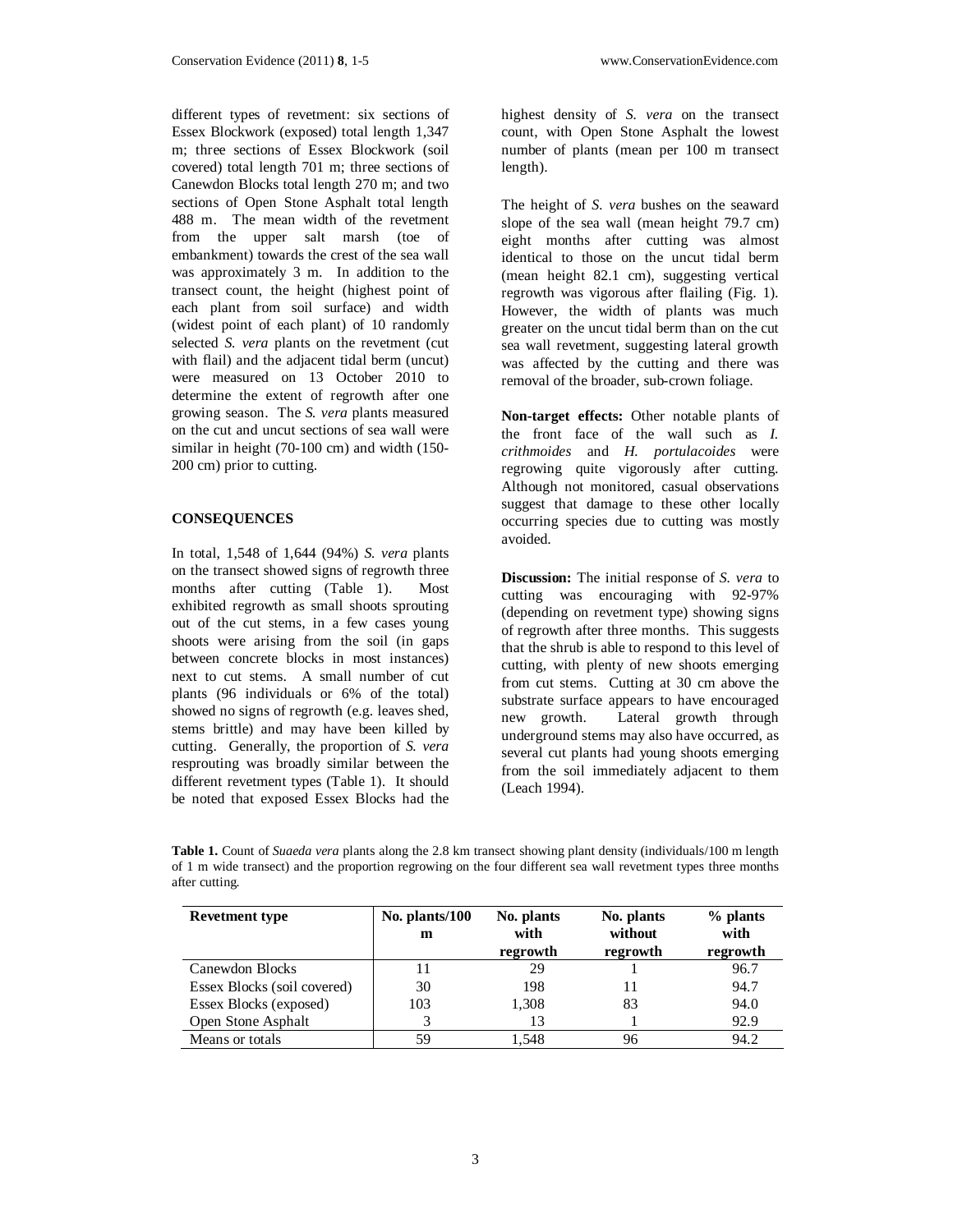different types of revetment: six sections of Essex Blockwork (exposed) total length 1,347 m; three sections of Essex Blockwork (soil covered) total length 701 m; three sections of Canewdon Blocks total length 270 m; and two sections of Open Stone Asphalt total length 488 m. The mean width of the revetment from the upper salt marsh (toe of embankment) towards the crest of the sea wall was approximately 3 m. In addition to the transect count, the height (highest point of each plant from soil surface) and width (widest point of each plant) of 10 randomly selected *S. vera* plants on the revetment (cut with flail) and the adjacent tidal berm (uncut) were measured on 13 October 2010 to determine the extent of regrowth after one growing season. The *S. vera* plants measured on the cut and uncut sections of sea wall were similar in height (70-100 cm) and width (150-200 cm) prior to cutting.

## CONSEQUENCES

In total, 1,548 of 1,644 (94%) *S. vera* plants on the transect showed signs of regrowth three months after cutting (Table 1). Most exhibited regrowth as small shoots sprouting out of the cut stems, in a few cases young shoots were arising from the soil (in gaps between concrete blocks in most instances) next to cut stems. A small number of cut plants (96 individuals or 6% of the total) showed no signs of regrowth (e.g. leaves shed, stems brittle) and may have been killed by cutting. Generally, the proportion of *S. vera* resprouting was broadly similar between the different revetment types (Table 1). It should be noted that exposed Essex Blocks had the highest density of *S. vera* on the transect count, with Open Stone Asphalt the lowest number of plants (mean per 100 m transect length).

The height of *S. vera* bushes on the seaward slope of the sea wall (mean height 79.7 cm) eight months after cutting was almost identical to those on the uncut tidal berm (mean height 82.1 cm), suggesting vertical regrowth was vigorous after flailing (Fig. 1). However, the width of plants was much greater on the uncut tidal berm than on the cut sea wall revetment, suggesting lateral growth was affected by the cutting and there was removal of the broader, sub-crown foliage.

**Non-target effects:** Other notable plants of the front face of the wall such as *I. crithmoides* and *H. portulacoides* were regrowing quite vigorously after cutting. Although not monitored, casual observations suggest that damage to these other locally occurring species due to cutting was mostly avoided.

**Discussion:** The initial response of *S. vera* to cutting was encouraging with 92-97% (depending on revetment type) showing signs of regrowth after three months. This suggests that the shrub is able to respond to this level of cutting, with plenty of new shoots emerging from cut stems. Cutting at 30 cm above the substrate surface appears to have encouraged new growth. Lateral growth through underground stems may also have occurred, as several cut plants had young shoots emerging from the soil immediately adjacent to them (Leach 1994).

**Table 1.** Count of *Suaeda vera* plants along the 2.8 km transect showing plant density (individuals/100 m length of 1 m wide transect) and the proportion regrowing on the four different sea wall revetment types three months after cutting.

| Revetment type | No. plants/100 m | No. plants with regrowth | No. plants without regrowth | % plants with regrowth |
|---|---|---|---|---|
| Canewdon Blocks | 11 | 29 | 1 | 96.7 |
| Essex Blocks (soil covered) | 30 | 198 | 11 | 94.7 |
| Essex Blocks (exposed) | 103 | 1,308 | 83 | 94.0 |
| Open Stone Asphalt | 3 | 13 | 1 | 92.9 |
| Means or totals | 59 | 1,548 | 96 | 94.2 |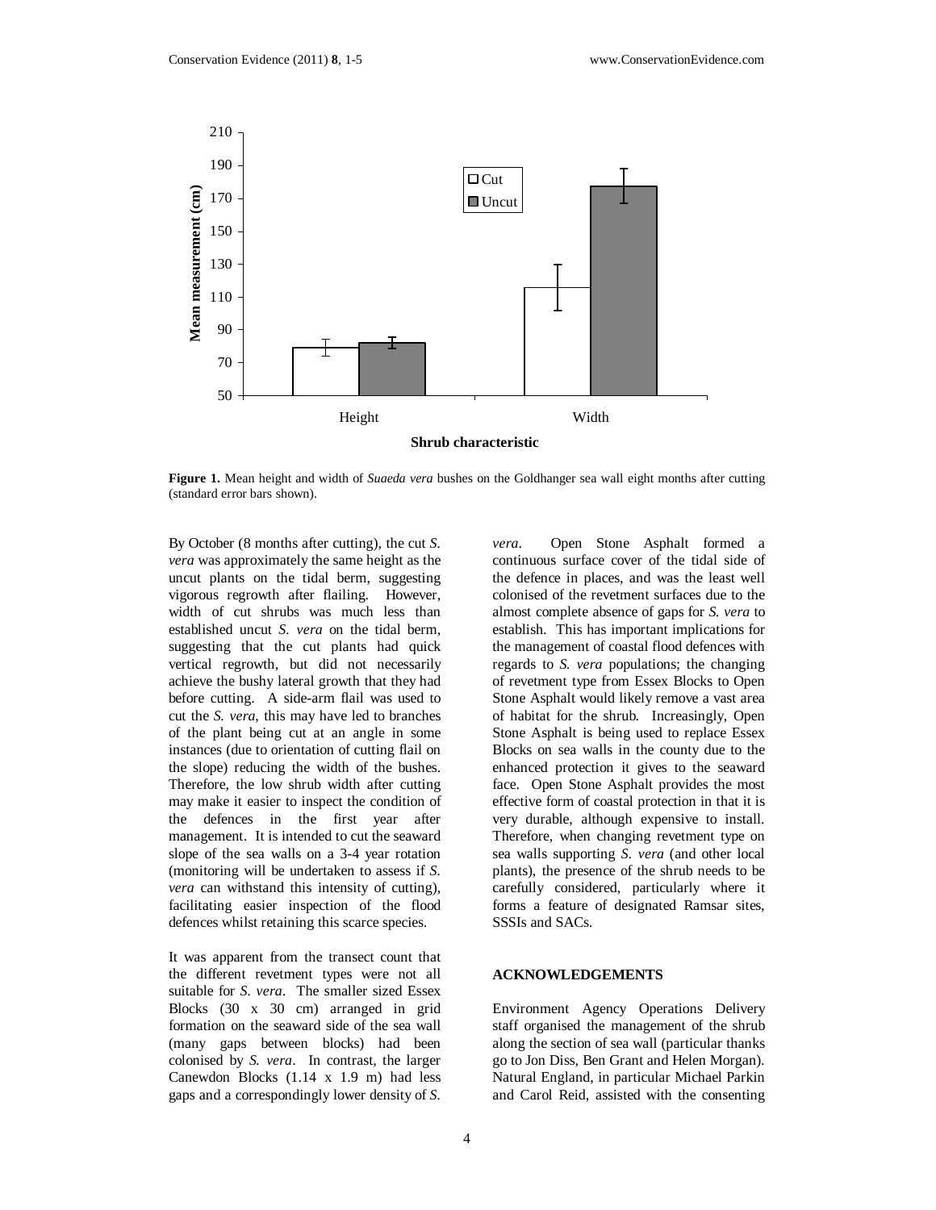**Figure 1.** Mean height and width of *Suaeda vera* bushes on the Goldhanger sea wall eight months after cutting (standard error bars shown).

By October (8 months after cutting), the cut *S. vera* was approximately the same height as the uncut plants on the tidal berm, suggesting vigorous regrowth after flailing. However, width of cut shrubs was much less than established uncut *S. vera* on the tidal berm, suggesting that the cut plants had quick vertical regrowth, but did not necessarily achieve the bushy lateral growth that they had before cutting. A side-arm flail was used to cut the *S. vera*, this may have led to branches of the plant being cut at an angle in some instances (due to orientation of cutting flail on the slope) reducing the width of the bushes. Therefore, the low shrub width after cutting may make it easier to inspect the condition of the defences in the first year after management. It is intended to cut the seaward slope of the sea walls on a 3-4 year rotation (monitoring will be undertaken to assess if *S. vera* can withstand this intensity of cutting), facilitating easier inspection of the flood defences whilst retaining this scarce species.

It was apparent from the transect count that the different revetment types were not all suitable for *S. vera*. The smaller sized Essex Blocks (30 x 30 cm) arranged in grid formation on the seaward side of the sea wall (many gaps between blocks) had been colonised by *S. vera*. In contrast, the larger Canewdon Blocks (1.14 x 1.9 m) had less gaps and a correspondingly lower density of *S. vera*. Open Stone Asphalt formed a continuous surface cover of the tidal side of the defence in places, and was the least well colonised of the revetment surfaces due to the almost complete absence of gaps for *S. vera* to establish. This has important implications for the management of coastal flood defences with regards to *S. vera* populations; the changing of revetment type from Essex Blocks to Open Stone Asphalt would likely remove a vast area of habitat for the shrub. Increasingly, Open Stone Asphalt is being used to replace Essex Blocks on sea walls in the county due to the enhanced protection it gives to the seaward face. Open Stone Asphalt provides the most effective form of coastal protection in that it is very durable, although expensive to install. Therefore, when changing revetment type on sea walls supporting *S. vera* (and other local plants), the presence of the shrub needs to be carefully considered, particularly where it forms a feature of designated Ramsar sites, SSSIs and SACs.

## ACKNOWLEDGEMENTS

Environment Agency Operations Delivery staff organised the management of the shrub along the section of sea wall (particular thanks go to Jon Diss, Ben Grant and Helen Morgan). Natural England, in particular Michael Parkin and Carol Reid, assisted with the consenting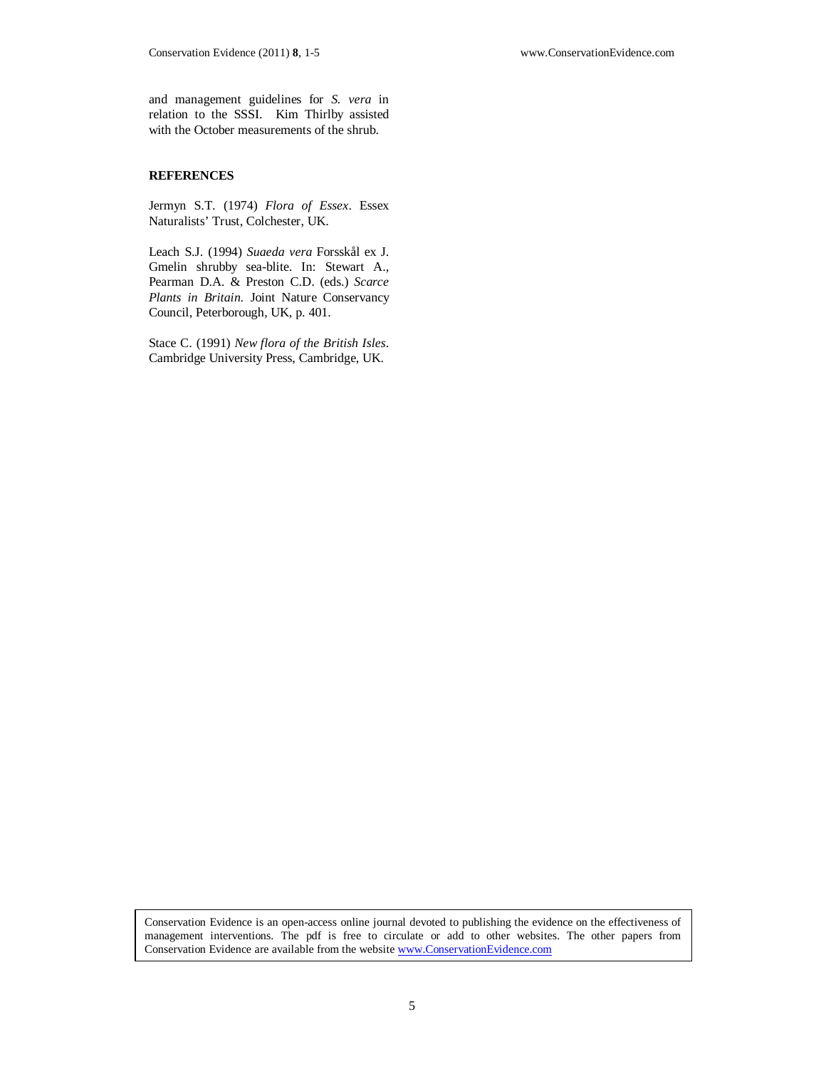and management guidelines for *S. vera* in relation to the SSSI. Kim Thirlby assisted with the October measurements of the shrub.

## REFERENCES

Jermyn S.T. (1974) *Flora of Essex*. Essex Naturalists' Trust, Colchester, UK.

Leach S.J. (1994) *Suaeda vera* Forsskål ex J. Gmelin shrubby sea-blite. In: Stewart A., Pearman D.A. & Preston C.D. (eds.) *Scarce Plants in Britain*. Joint Nature Conservancy Council, Peterborough, UK, p. 401.

Stace C. (1991) *New flora of the British Isles*. Cambridge University Press, Cambridge, UK.

Conservation Evidence is an open-access online journal devoted to publishing the evidence on the effectiveness of management interventions. The pdf is free to circulate or add to other websites. The other papers from Conservation Evidence are available from the website www.ConservationEvidence.com